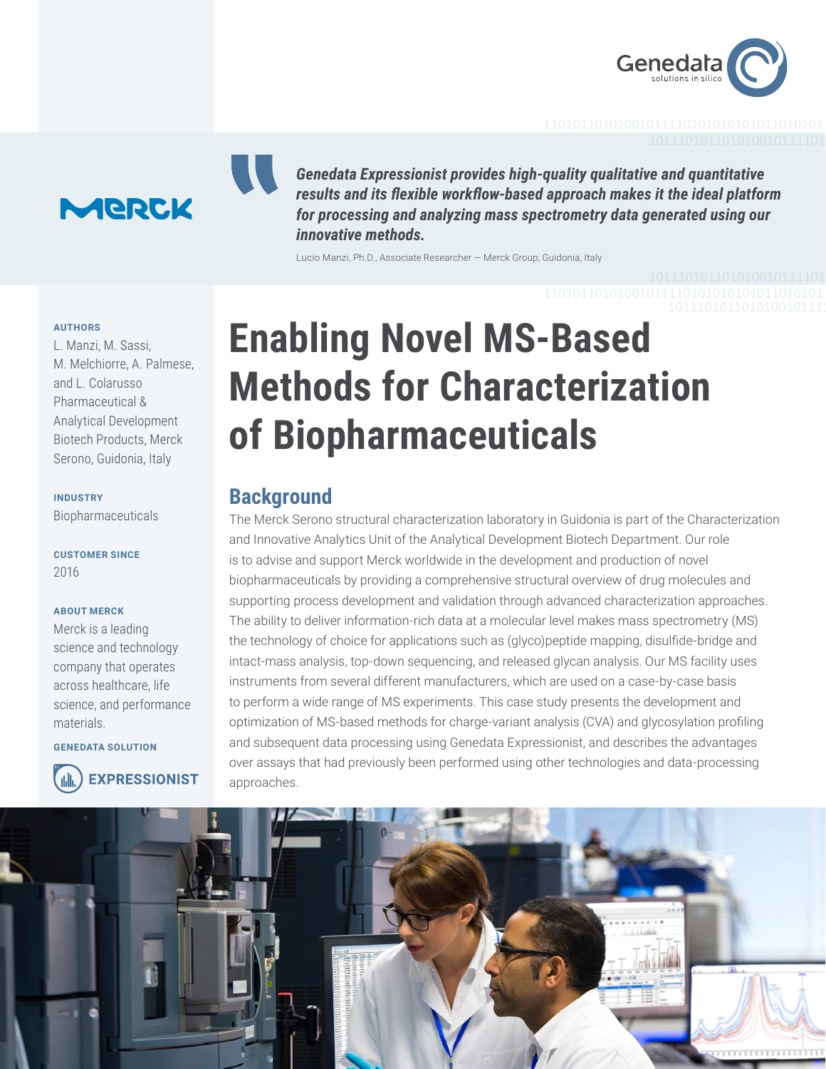> *Genedata Expressionist provides high-quality qualitative and quantitative results and its flexible workflow-based approach makes it the ideal platform for processing and analyzing mass spectrometry data generated using our innovative methods.*
>
> Lucio Manzi, Ph.D., Associate Researcher — Merck Group, Guidonia, Italy

**AUTHORS**
L. Manzi, M. Sassi, M. Melchiorre, A. Palmese, and L. Colarusso
Pharmaceutical & Analytical Development Biotech Products, Merck Serono, Guidonia, Italy

**INDUSTRY**
Biopharmaceuticals

**CUSTOMER SINCE**
2016

**ABOUT MERCK**
Merck is a leading science and technology company that operates across healthcare, life science, and performance materials.

**GENEDATA SOLUTION**
EXPRESSIONIST

# Enabling Novel MS-Based Methods for Characterization of Biopharmaceuticals

## Background

The Merck Serono structural characterization laboratory in Guidonia is part of the Characterization and Innovative Analytics Unit of the Analytical Development Biotech Department. Our role is to advise and support Merck worldwide in the development and production of novel biopharmaceuticals by providing a comprehensive structural overview of drug molecules and supporting process development and validation through advanced characterization approaches. The ability to deliver information-rich data at a molecular level makes mass spectrometry (MS) the technology of choice for applications such as (glyco)peptide mapping, disulfide-bridge and intact-mass analysis, top-down sequencing, and released glycan analysis. Our MS facility uses instruments from several different manufacturers, which are used on a case-by-case basis to perform a wide range of MS experiments. This case study presents the development and optimization of MS-based methods for charge-variant analysis (CVA) and glycosylation profiling and subsequent data processing using Genedata Expressionist, and describes the advantages over assays that had previously been performed using other technologies and data-processing approaches.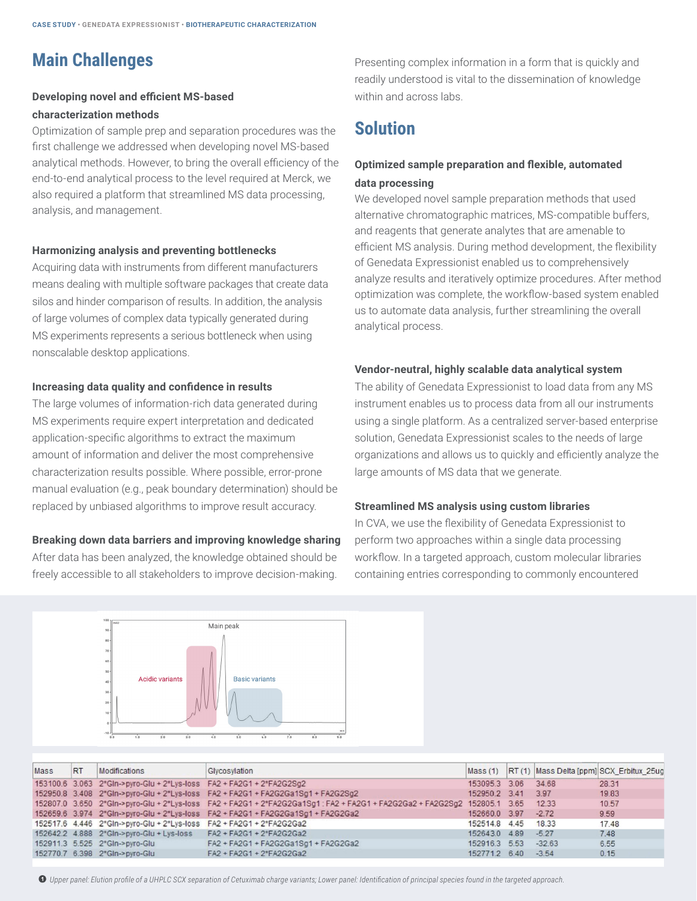## Main Challenges

### Developing novel and efficient MS-based characterization methods

Optimization of sample prep and separation procedures was the first challenge we addressed when developing novel MS-based analytical methods. However, to bring the overall efficiency of the end-to-end analytical process to the level required at Merck, we also required a platform that streamlined MS data processing, analysis, and management.

### Harmonizing analysis and preventing bottlenecks

Acquiring data with instruments from different manufacturers means dealing with multiple software packages that create data silos and hinder comparison of results. In addition, the analysis of large volumes of complex data typically generated during MS experiments represents a serious bottleneck when using nonscalable desktop applications.

### Increasing data quality and confidence in results

The large volumes of information-rich data generated during MS experiments require expert interpretation and dedicated application-specific algorithms to extract the maximum amount of information and deliver the most comprehensive characterization results possible. Where possible, error-prone manual evaluation (e.g., peak boundary determination) should be replaced by unbiased algorithms to improve result accuracy.

### Breaking down data barriers and improving knowledge sharing

After data has been analyzed, the knowledge obtained should be freely accessible to all stakeholders to improve decision-making. Presenting complex information in a form that is quickly and readily understood is vital to the dissemination of knowledge within and across labs.

## Solution

### Optimized sample preparation and flexible, automated data processing

We developed novel sample preparation methods that used alternative chromatographic matrices, MS-compatible buffers, and reagents that generate analytes that are amenable to efficient MS analysis. During method development, the flexibility of Genedata Expressionist enabled us to comprehensively analyze results and iteratively optimize procedures. After method optimization was complete, the workflow-based system enabled us to automate data analysis, further streamlining the overall analytical process.

### Vendor-neutral, highly scalable data analytical system

The ability of Genedata Expressionist to load data from any MS instrument enables us to process data from all our instruments using a single platform. As a centralized server-based enterprise solution, Genedata Expressionist scales to the needs of large organizations and allows us to quickly and efficiently analyze the large amounts of MS data that we generate.

### Streamlined MS analysis using custom libraries

In CVA, we use the flexibility of Genedata Expressionist to perform two approaches within a single data processing workflow. In a targeted approach, custom molecular libraries containing entries corresponding to commonly encountered

| Mass | RT | Modifications | Glycosylation | Mass (1) | RT (1) | Mass Delta [ppm] | SCX_Erbitux_25ug |
|---|---|---|---|---|---|---|---|
| 153100.6 | 3.063 | 2*Gln->pyro-Glu + 2*Lys-loss | FA2 + FA2G1 + 2*FA2G2Sg2 | 153095.3 | 3.06 | 34.68 | 28.31 |
| 152950.8 | 3.408 | 2*Gln->pyro-Glu + 2*Lys-loss | FA2 + FA2G1 + FA2G2Ga1Sg1 + FA2G2Sg2 | 152950.2 | 3.41 | 3.97 | 19.83 |
| 152807.0 | 3.650 | 2*Gln->pyro-Glu + 2*Lys-loss | FA2 + FA2G1 + 2*FA2G2Ga1Sg1 : FA2 + FA2G1 + FA2G2Ga2 + FA2G2Sg2 | 152805.1 | 3.65 | 12.33 | 10.57 |
| 152659.6 | 3.974 | 2*Gln->pyro-Glu + 2*Lys-loss | FA2 + FA2G1 + FA2G2Ga1Sg1 + FA2G2Ga2 | 152660.0 | 3.97 | -2.72 | 9.59 |
| 152517.6 | 4.446 | 2*Gln->pyro-Glu + 2*Lys-loss | FA2 + FA2G1 + 2*FA2G2Ga2 | 152514.8 | 4.45 | 18.33 | 17.48 |
| 152642.2 | 4.888 | 2*Gln->pyro-Glu + Lys-loss | FA2 + FA2G1 + 2*FA2G2Ga2 | 152643.0 | 4.89 | -5.27 | 7.48 |
| 152911.3 | 5.525 | 2*Gln->pyro-Glu | FA2 + FA2G1 + FA2G2Ga1Sg1 + FA2G2Ga2 | 152916.3 | 5.53 | -32.63 | 6.55 |
| 152770.7 | 6.398 | 2*Gln->pyro-Glu | FA2 + FA2G1 + 2*FA2G2Ga2 | 152771.2 | 6.40 | -3.54 | 0.15 |

❶ *Upper panel: Elution profile of a UHPLC SCX separation of Cetuximab charge variants; Lower panel: Identification of principal species found in the targeted approach.*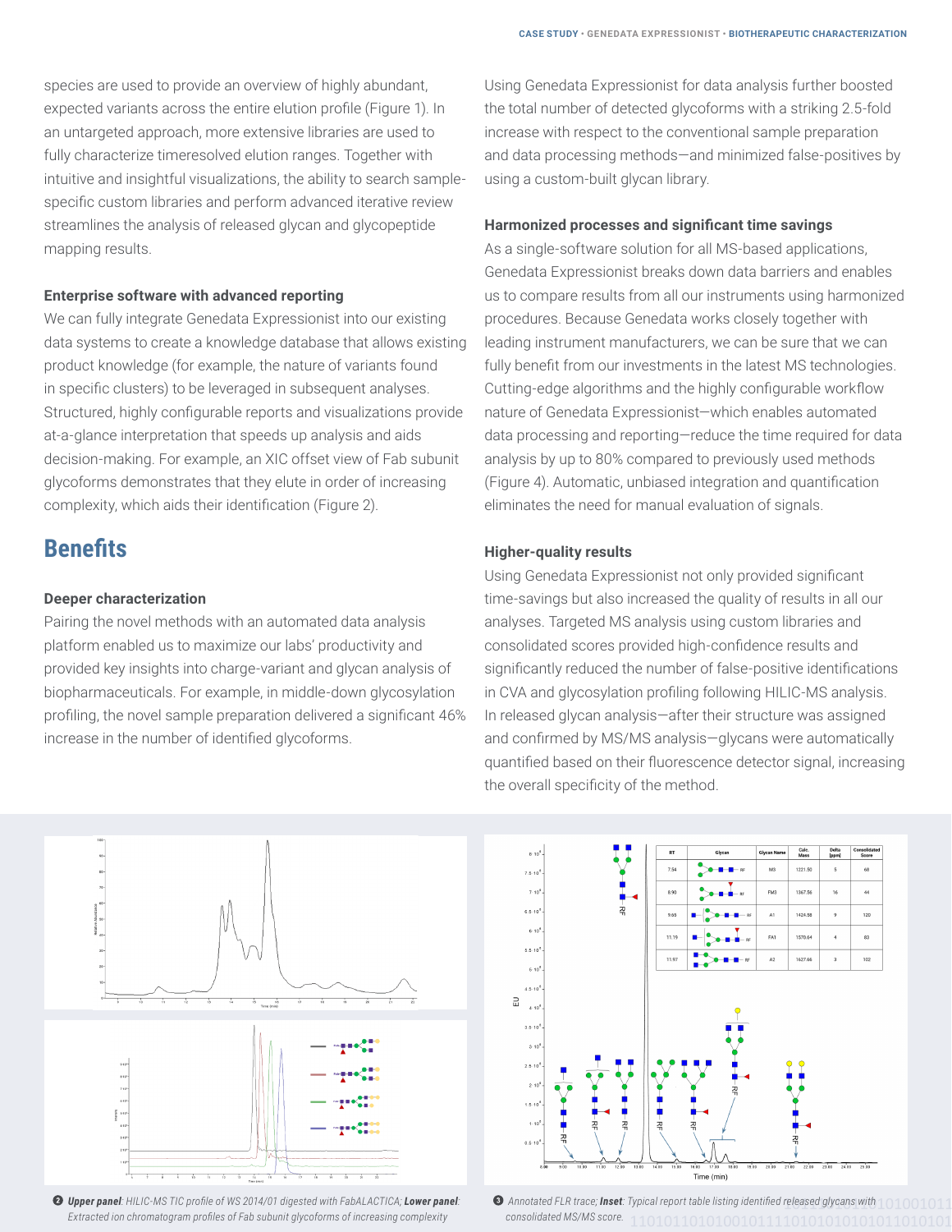species are used to provide an overview of highly abundant, expected variants across the entire elution profile (Figure 1). In an untargeted approach, more extensive libraries are used to fully characterize timeresolved elution ranges. Together with intuitive and insightful visualizations, the ability to search sample-specific custom libraries and perform advanced iterative review streamlines the analysis of released glycan and glycopeptide mapping results.

#### Enterprise software with advanced reporting

We can fully integrate Genedata Expressionist into our existing data systems to create a knowledge database that allows existing product knowledge (for example, the nature of variants found in specific clusters) to be leveraged in subsequent analyses. Structured, highly configurable reports and visualizations provide at-a-glance interpretation that speeds up analysis and aids decision-making. For example, an XIC offset view of Fab subunit glycoforms demonstrates that they elute in order of increasing complexity, which aids their identification (Figure 2).

## Benefits

#### Deeper characterization

Pairing the novel methods with an automated data analysis platform enabled us to maximize our labs' productivity and provided key insights into charge-variant and glycan analysis of biopharmaceuticals. For example, in middle-down glycosylation profiling, the novel sample preparation delivered a significant 46% increase in the number of identified glycoforms.

Using Genedata Expressionist for data analysis further boosted the total number of detected glycoforms with a striking 2.5-fold increase with respect to the conventional sample preparation and data processing methods—and minimized false-positives by using a custom-built glycan library.

#### Harmonized processes and significant time savings

As a single-software solution for all MS-based applications, Genedata Expressionist breaks down data barriers and enables us to compare results from all our instruments using harmonized procedures. Because Genedata works closely together with leading instrument manufacturers, we can be sure that we can fully benefit from our investments in the latest MS technologies. Cutting-edge algorithms and the highly configurable workflow nature of Genedata Expressionist—which enables automated data processing and reporting—reduce the time required for data analysis by up to 80% compared to previously used methods (Figure 4). Automatic, unbiased integration and quantification eliminates the need for manual evaluation of signals.

#### Higher-quality results

Using Genedata Expressionist not only provided significant time-savings but also increased the quality of results in all our analyses. Targeted MS analysis using custom libraries and consolidated scores provided high-confidence results and significantly reduced the number of false-positive identifications in CVA and glycosylation profiling following HILIC-MS analysis. In released glycan analysis—after their structure was assigned and confirmed by MS/MS analysis—glycans were automatically quantified based on their fluorescence detector signal, increasing the overall specificity of the method.

❷ ***Upper panel***: *HILIC-MS TIC profile of WS 2014/01 digested with FabALACTICA;* ***Lower panel***: *Extracted ion chromatogram profiles of Fab subunit glycoforms of increasing complexity*

| RT | Glycan | Glycan Name | Calc. Mass | Delta [ppm] | Consolidated Score |
|---|---|---|---|---|---|
| 7.54 | | M3 | 1221.50 | 5 | 68 |
| 8.90 | | FM3 | 1367.56 | 16 | 44 |
| 9.65 | | A1 | 1424.58 | 9 | 120 |
| 11.19 | | FA1 | 1570.64 | 4 | 83 |
| 11.97 | | A2 | 1627.66 | 3 | 102 |

❸ *Annotated FLR trace;* ***Inset***: *Typical report table listing identified released glycans with consolidated MS/MS score.*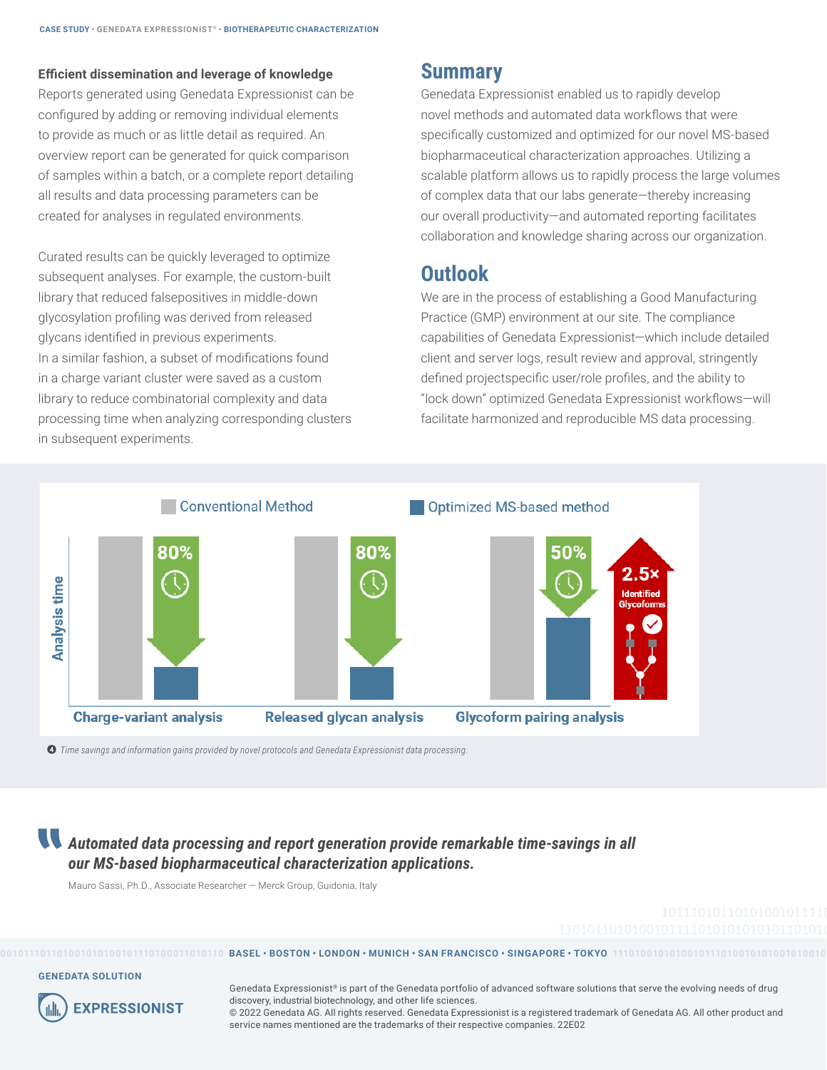**Efficient dissemination and leverage of knowledge**

Reports generated using Genedata Expressionist can be configured by adding or removing individual elements to provide as much or as little detail as required. An overview report can be generated for quick comparison of samples within a batch, or a complete report detailing all results and data processing parameters can be created for analyses in regulated environments.

Curated results can be quickly leveraged to optimize subsequent analyses. For example, the custom-built library that reduced falsepositives in middle-down glycosylation profiling was derived from released glycans identified in previous experiments.
In a similar fashion, a subset of modifications found in a charge variant cluster were saved as a custom library to reduce combinatorial complexity and data processing time when analyzing corresponding clusters in subsequent experiments.

## Summary

Genedata Expressionist enabled us to rapidly develop novel methods and automated data workflows that were specifically customized and optimized for our novel MS-based biopharmaceutical characterization approaches. Utilizing a scalable platform allows us to rapidly process the large volumes of complex data that our labs generate—thereby increasing our overall productivity—and automated reporting facilitates collaboration and knowledge sharing across our organization.

## Outlook

We are in the process of establishing a Good Manufacturing Practice (GMP) environment at our site. The compliance capabilities of Genedata Expressionist—which include detailed client and server logs, result review and approval, stringently defined projectspecific user/role profiles, and the ability to "lock down" optimized Genedata Expressionist workflows—will facilitate harmonized and reproducible MS data processing.

Conventional Method
Optimized MS-based method
Analysis time
80%
80%
50%
2.5× Identified Glycoforms
Charge-variant analysis
Released glycan analysis
Glycoform pairing analysis

❹ *Time savings and information gains provided by novel protocols and Genedata Expressionist data processing.*

> ***Automated data processing and report generation provide remarkable time-savings in all our MS-based biopharmaceutical characterization applications.***
>
> Mauro Sassi, Ph.D., Associate Researcher — Merck Group, Guidonia, Italy

BASEL • BOSTON • LONDON • MUNICH • SAN FRANCISCO • SINGAPORE • TOKYO

**GENEDATA SOLUTION**

EXPRESSIONIST

Genedata Expressionist® is part of the Genedata portfolio of advanced software solutions that serve the evolving needs of drug discovery, industrial biotechnology, and other life sciences.
© 2022 Genedata AG. All rights reserved. Genedata Expressionist is a registered trademark of Genedata AG. All other product and service names mentioned are the trademarks of their respective companies. 22E02